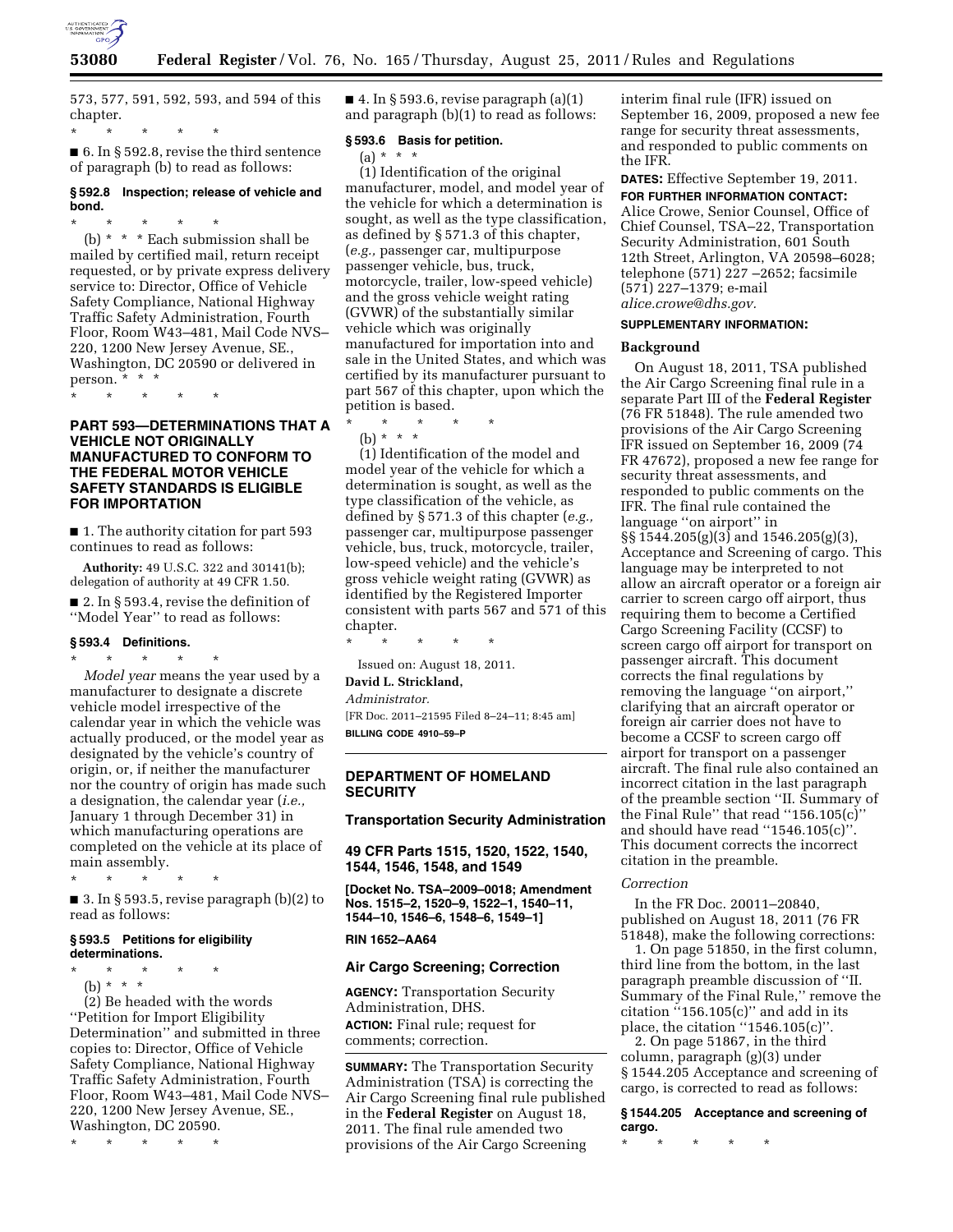573, 577, 591, 592, 593, and 594 of this chapter.

\* \* \* \* \*

■ 6. In § 592.8, revise the third sentence of paragraph (b) to read as follows:

**§ 592.8 Inspection; release of vehicle and bond.**

\* \* \* \* \*

(b) \* \* \* Each submission shall be mailed by certified mail, return receipt requested, or by private express delivery service to: Director, Office of Vehicle Safety Compliance, National Highway Traffic Safety Administration, Fourth Floor, Room W43–481, Mail Code NVS–220, 1200 New Jersey Avenue, SE., Washington, DC 20590 or delivered in person. \* \* \*

\* \* \* \* \*

## PART 593—DETERMINATIONS THAT A VEHICLE NOT ORIGINALLY MANUFACTURED TO CONFORM TO THE FEDERAL MOTOR VEHICLE SAFETY STANDARDS IS ELIGIBLE FOR IMPORTATION

■ 1. The authority citation for part 593 continues to read as follows:

**Authority:** 49 U.S.C. 322 and 30141(b); delegation of authority at 49 CFR 1.50.

■ 2. In § 593.4, revise the definition of ''Model Year'' to read as follows:

**§ 593.4 Definitions.**

\* \* \* \* \*

*Model year* means the year used by a manufacturer to designate a discrete vehicle model irrespective of the calendar year in which the vehicle was actually produced, or the model year as designated by the vehicle's country of origin, or, if neither the manufacturer nor the country of origin has made such a designation, the calendar year (*i.e.,* January 1 through December 31) in which manufacturing operations are completed on the vehicle at its place of main assembly.

\* \* \* \* \*

■ 3. In § 593.5, revise paragraph (b)(2) to read as follows:

**§ 593.5 Petitions for eligibility determinations.**

\* \* \* \* \*

(b) \* \* \*

(2) Be headed with the words ''Petition for Import Eligibility Determination'' and submitted in three copies to: Director, Office of Vehicle Safety Compliance, National Highway Traffic Safety Administration, Fourth Floor, Room W43–481, Mail Code NVS–220, 1200 New Jersey Avenue, SE., Washington, DC 20590.

\* \* \* \* \*

■ 4. In § 593.6, revise paragraph (a)(1) and paragraph (b)(1) to read as follows:

**§ 593.6 Basis for petition.**

(a) \* \* \*

(1) Identification of the original manufacturer, model, and model year of the vehicle for which a determination is sought, as well as the type classification, as defined by § 571.3 of this chapter, (*e.g.,* passenger car, multipurpose passenger vehicle, bus, truck, motorcycle, trailer, low-speed vehicle) and the gross vehicle weight rating (GVWR) of the substantially similar vehicle which was originally manufactured for importation into and sale in the United States, and which was certified by its manufacturer pursuant to part 567 of this chapter, upon which the petition is based.

\* \* \* \* \*

(b) \* \* \*

(1) Identification of the model and model year of the vehicle for which a determination is sought, as well as the type classification of the vehicle, as defined by § 571.3 of this chapter (*e.g.,* passenger car, multipurpose passenger vehicle, bus, truck, motorcycle, trailer, low-speed vehicle) and the vehicle's gross vehicle weight rating (GVWR) as identified by the Registered Importer consistent with parts 567 and 571 of this chapter.

\* \* \* \* \*

Issued on: August 18, 2011.

**David L. Strickland,**

*Administrator.*

[FR Doc. 2011–21595 Filed 8–24–11; 8:45 am]

**BILLING CODE 4910–59–P**

## DEPARTMENT OF HOMELAND SECURITY

### Transportation Security Administration

### 49 CFR Parts 1515, 1520, 1522, 1540, 1544, 1546, 1548, and 1549

**[Docket No. TSA–2009–0018; Amendment Nos. 1515–2, 1520–9, 1522–1, 1540–11, 1544–10, 1546–6, 1548–6, 1549–1]**

**RIN 1652–AA64**

### Air Cargo Screening; Correction

**AGENCY:** Transportation Security Administration, DHS.

**ACTION:** Final rule; request for comments; correction.

**SUMMARY:** The Transportation Security Administration (TSA) is correcting the Air Cargo Screening final rule published in the **Federal Register** on August 18, 2011. The final rule amended two provisions of the Air Cargo Screening interim final rule (IFR) issued on September 16, 2009, proposed a new fee range for security threat assessments, and responded to public comments on the IFR.

**DATES:** Effective September 19, 2011.

**FOR FURTHER INFORMATION CONTACT:** Alice Crowe, Senior Counsel, Office of Chief Counsel, TSA–22, Transportation Security Administration, 601 South 12th Street, Arlington, VA 20598–6028; telephone (571) 227 –2652; facsimile (571) 227–1379; e-mail *alice.crowe@dhs.gov.*

**SUPPLEMENTARY INFORMATION:**

**Background**

On August 18, 2011, TSA published the Air Cargo Screening final rule in a separate Part III of the **Federal Register** (76 FR 51848). The rule amended two provisions of the Air Cargo Screening IFR issued on September 16, 2009 (74 FR 47672), proposed a new fee range for security threat assessments, and responded to public comments on the IFR. The final rule contained the language ''on airport'' in §§ 1544.205(g)(3) and 1546.205(g)(3), Acceptance and Screening of cargo. This language may be interpreted to not allow an aircraft operator or a foreign air carrier to screen cargo off airport, thus requiring them to become a Certified Cargo Screening Facility (CCSF) to screen cargo off airport for transport on passenger aircraft. This document corrects the final regulations by removing the language ''on airport,'' clarifying that an aircraft operator or foreign air carrier does not have to become a CCSF to screen cargo off airport for transport on a passenger aircraft. The final rule also contained an incorrect citation in the last paragraph of the preamble section ''II. Summary of the Final Rule'' that read ''156.105(c)'' and should have read ''1546.105(c)''. This document corrects the incorrect citation in the preamble.

*Correction*

In the FR Doc. 20011–20840, published on August 18, 2011 (76 FR 51848), make the following corrections:

1. On page 51850, in the first column, third line from the bottom, in the last paragraph preamble discussion of ''II. Summary of the Final Rule,'' remove the citation ''156.105(c)'' and add in its place, the citation ''1546.105(c)''.

2. On page 51867, in the third column, paragraph (g)(3) under § 1544.205 Acceptance and screening of cargo, is corrected to read as follows:

**§ 1544.205 Acceptance and screening of cargo.**

\* \* \* \* \*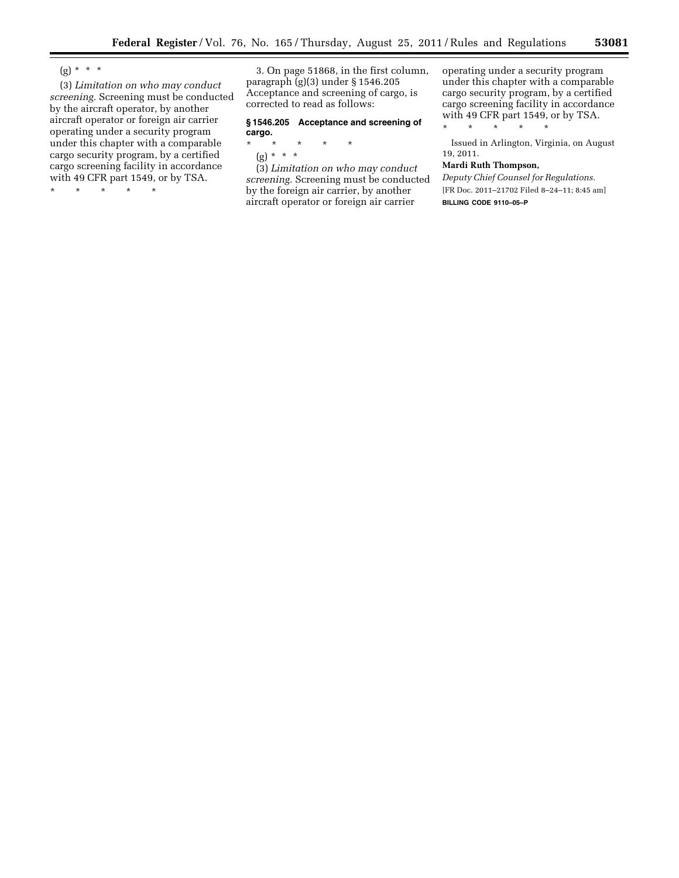(g) * * *

(3) *Limitation on who may conduct screening.* Screening must be conducted by the aircraft operator, by another aircraft operator or foreign air carrier operating under a security program under this chapter with a comparable cargo security program, by a certified cargo screening facility in accordance with 49 CFR part 1549, or by TSA.

\* \* \* \* \*

3. On page 51868, in the first column, paragraph (g)(3) under § 1546.205 Acceptance and screening of cargo, is corrected to read as follows:

**§ 1546.205 Acceptance and screening of cargo.**

\* \* \* \* \*

(g) * * *

(3) *Limitation on who may conduct screening.* Screening must be conducted by the foreign air carrier, by another aircraft operator or foreign air carrier operating under a security program under this chapter with a comparable cargo security program, by a certified cargo screening facility in accordance with 49 CFR part 1549, or by TSA.

\* \* \* \* \*

Issued in Arlington, Virginia, on August 19, 2011.

**Mardi Ruth Thompson,**

*Deputy Chief Counsel for Regulations.*

[FR Doc. 2011–21702 Filed 8–24–11; 8:45 am]

**BILLING CODE 9110–05–P**